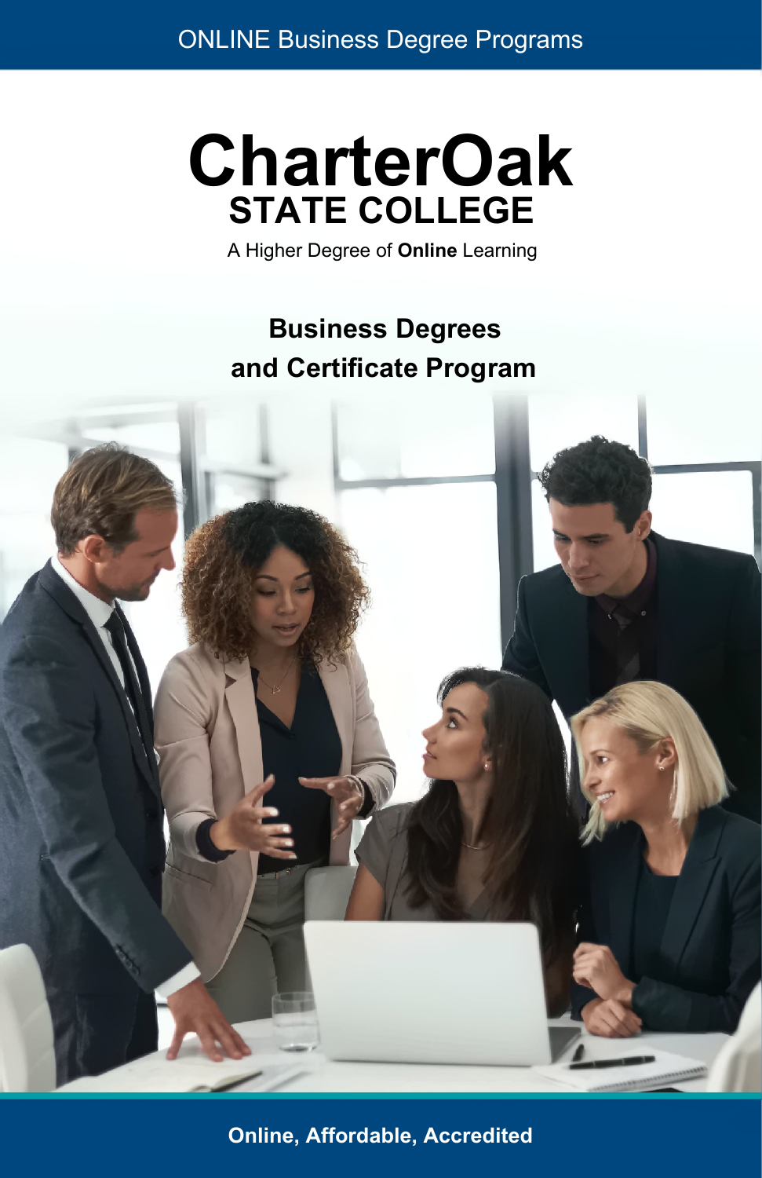ONLINE Business Degree Programs

# CharterOak
## STATE COLLEGE

A Higher Degree of **Online** Learning

## Business Degrees and Certificate Program

**Online, Affordable, Accredited**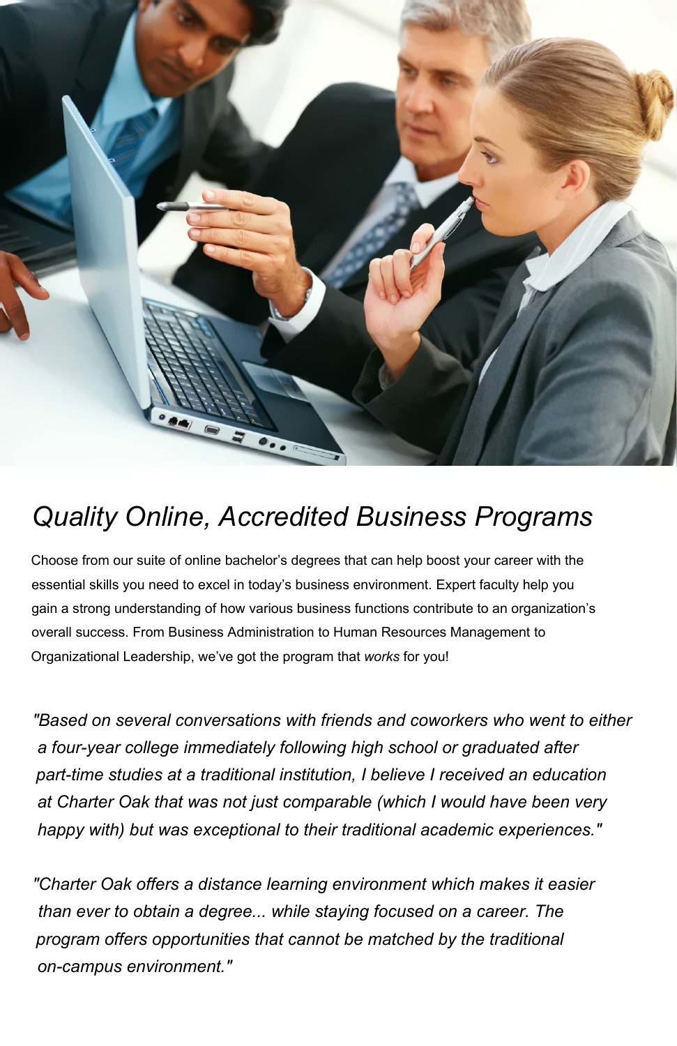## *Quality Online, Accredited Business Programs*

Choose from our suite of online bachelor's degrees that can help boost your career with the essential skills you need to excel in today's business environment. Expert faculty help you gain a strong understanding of how various business functions contribute to an organization's overall success. From Business Administration to Human Resources Management to Organizational Leadership, we've got the program that *works* for you!

*"Based on several conversations with friends and coworkers who went to either a four-year college immediately following high school or graduated after part-time studies at a traditional institution, I believe I received an education at Charter Oak that was not just comparable (which I would have been very happy with) but was exceptional to their traditional academic experiences."*

*"Charter Oak offers a distance learning environment which makes it easier than ever to obtain a degree... while staying focused on a career. The program offers opportunities that cannot be matched by the traditional on-campus environment."*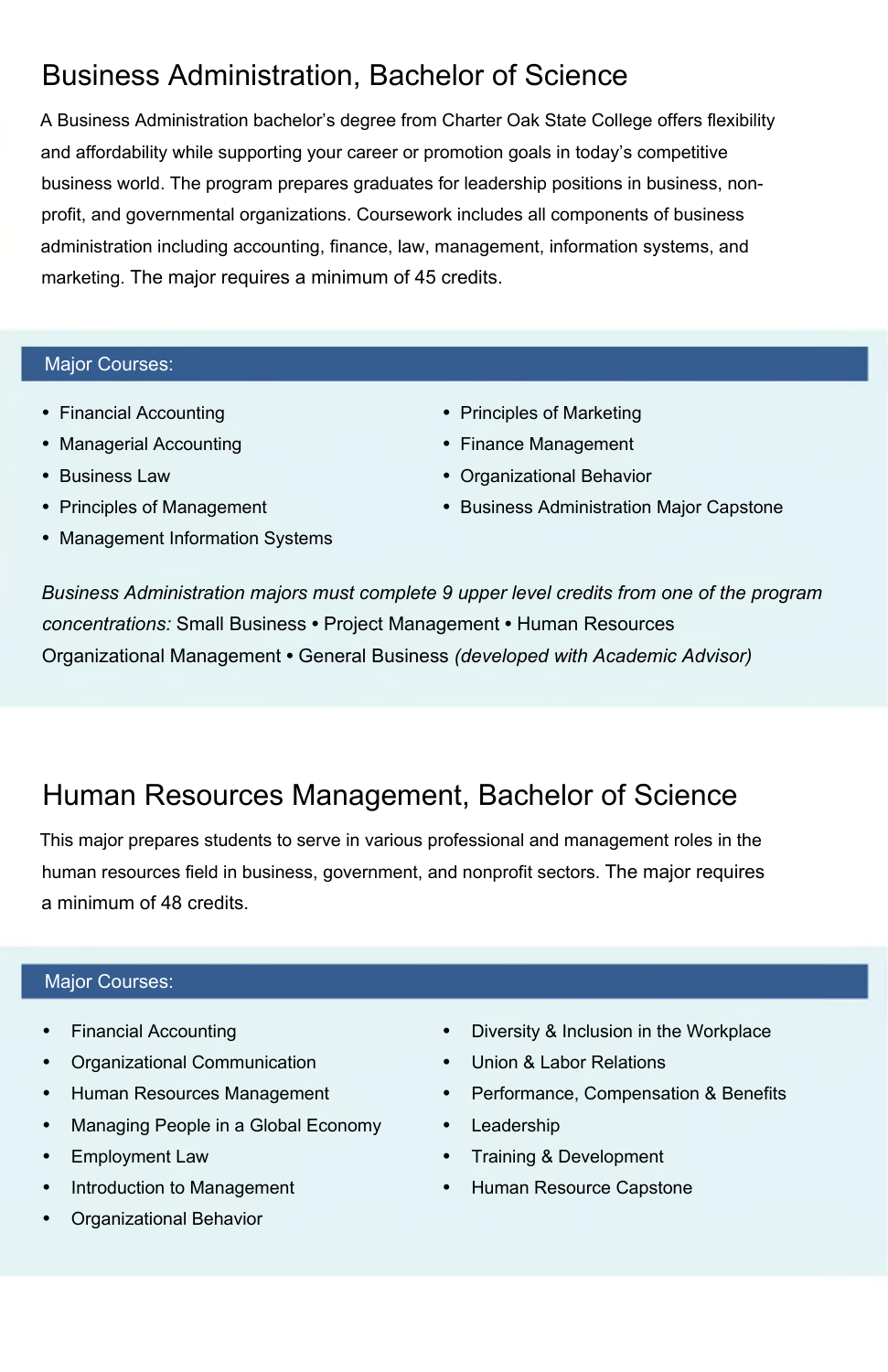## Business Administration, Bachelor of Science

A Business Administration bachelor's degree from Charter Oak State College offers flexibility and affordability while supporting your career or promotion goals in today's competitive business world. The program prepares graduates for leadership positions in business, non-profit, and governmental organizations. Coursework includes all components of business administration including accounting, finance, law, management, information systems, and marketing. The major requires a minimum of 45 credits.

### Major Courses:

- Financial Accounting
- Managerial Accounting
- Business Law
- Principles of Management
- Management Information Systems
- Principles of Marketing
- Finance Management
- Organizational Behavior
- Business Administration Major Capstone

*Business Administration majors must complete 9 upper level credits from one of the program concentrations:* Small Business • Project Management • Human Resources Organizational Management • General Business *(developed with Academic Advisor)*

## Human Resources Management, Bachelor of Science

This major prepares students to serve in various professional and management roles in the human resources field in business, government, and nonprofit sectors. The major requires a minimum of 48 credits.

### Major Courses:

- Financial Accounting
- Organizational Communication
- Human Resources Management
- Managing People in a Global Economy
- Employment Law
- Introduction to Management
- Organizational Behavior
- Diversity & Inclusion in the Workplace
- Union & Labor Relations
- Performance, Compensation & Benefits
- Leadership
- Training & Development
- Human Resource Capstone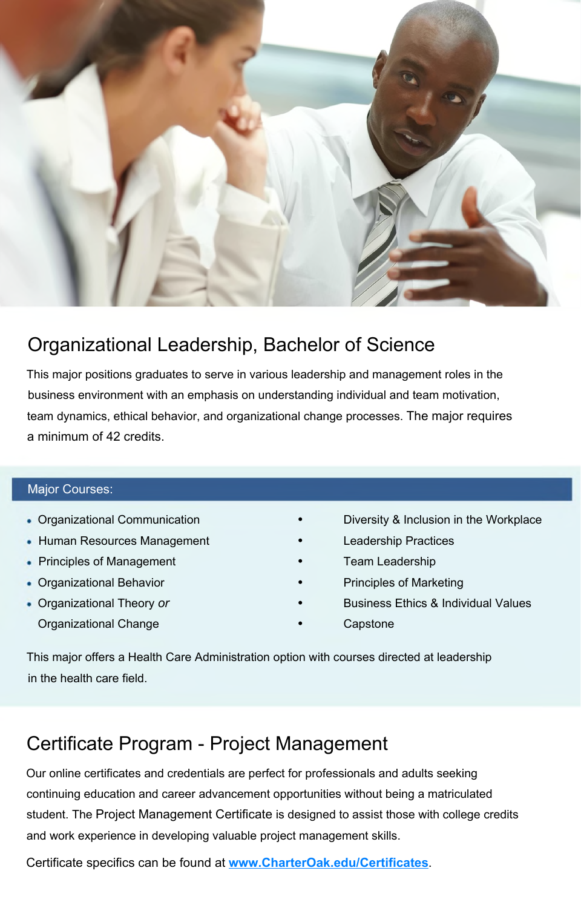## Organizational Leadership, Bachelor of Science

This major positions graduates to serve in various leadership and management roles in the business environment with an emphasis on understanding individual and team motivation, team dynamics, ethical behavior, and organizational change processes. The major requires a minimum of 42 credits.

### Major Courses:

- Organizational Communication
- Human Resources Management
- Principles of Management
- Organizational Behavior
- Organizational Theory *or* Organizational Change
- Diversity & Inclusion in the Workplace
- Leadership Practices
- Team Leadership
- Principles of Marketing
- Business Ethics & Individual Values
- Capstone

This major offers a Health Care Administration option with courses directed at leadership in the health care field.

## Certificate Program - Project Management

Our online certificates and credentials are perfect for professionals and adults seeking continuing education and career advancement opportunities without being a matriculated student. The Project Management Certificate is designed to assist those with college credits and work experience in developing valuable project management skills.

Certificate specifics can be found at **www.CharterOak.edu/Certificates**.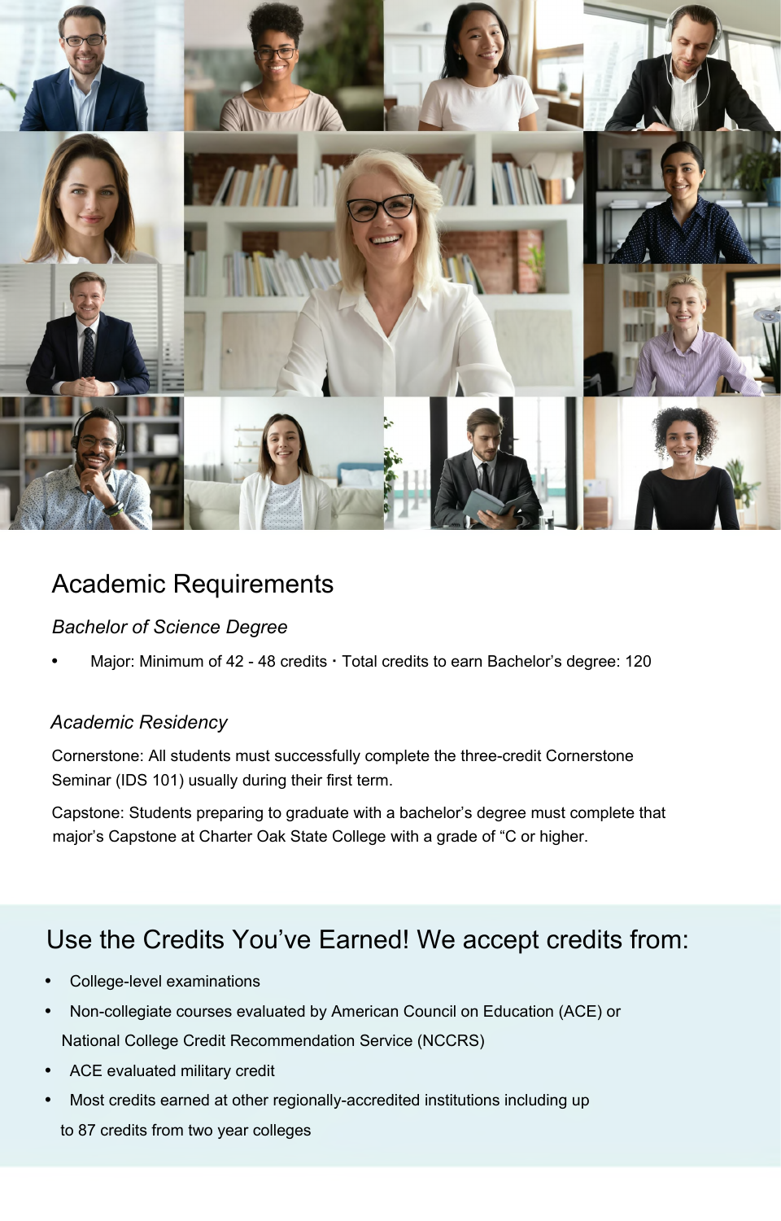## Academic Requirements

### *Bachelor of Science Degree*

- Major: Minimum of 42 - 48 credits • Total credits to earn Bachelor's degree: 120

### *Academic Residency*

Cornerstone: All students must successfully complete the three-credit Cornerstone Seminar (IDS 101) usually during their first term.

Capstone: Students preparing to graduate with a bachelor's degree must complete that major's Capstone at Charter Oak State College with a grade of "C or higher.

## Use the Credits You've Earned! We accept credits from:

- College-level examinations
- Non-collegiate courses evaluated by American Council on Education (ACE) or National College Credit Recommendation Service (NCCRS)
- ACE evaluated military credit
- Most credits earned at other regionally-accredited institutions including up to 87 credits from two year colleges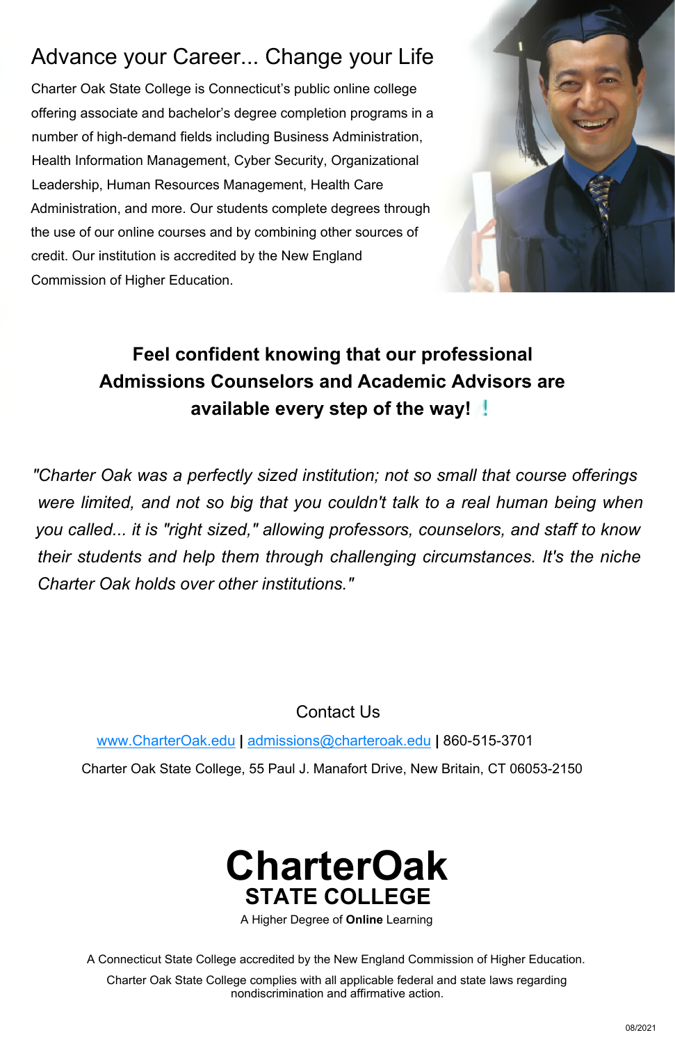# Advance your Career... Change your Life

Charter Oak State College is Connecticut's public online college offering associate and bachelor's degree completion programs in a number of high-demand fields including Business Administration, Health Information Management, Cyber Security, Organizational Leadership, Human Resources Management, Health Care Administration, and more. Our students complete degrees through the use of our online courses and by combining other sources of credit. Our institution is accredited by the New England Commission of Higher Education.

**Feel confident knowing that our professional Admissions Counselors and Academic Advisors are available every step of the way!**

*"Charter Oak was a perfectly sized institution; not so small that course offerings were limited, and not so big that you couldn't talk to a real human being when you called... it is "right sized," allowing professors, counselors, and staff to know their students and help them through challenging circumstances. It's the niche Charter Oak holds over other institutions."*

## Contact Us

www.CharterOak.edu | admissions@charteroak.edu | 860-515-3701

Charter Oak State College, 55 Paul J. Manafort Drive, New Britain, CT 06053-2150

**CharterOak**
**STATE COLLEGE**
A Higher Degree of **Online** Learning

A Connecticut State College accredited by the New England Commission of Higher Education.

Charter Oak State College complies with all applicable federal and state laws regarding nondiscrimination and affirmative action.

08/2021